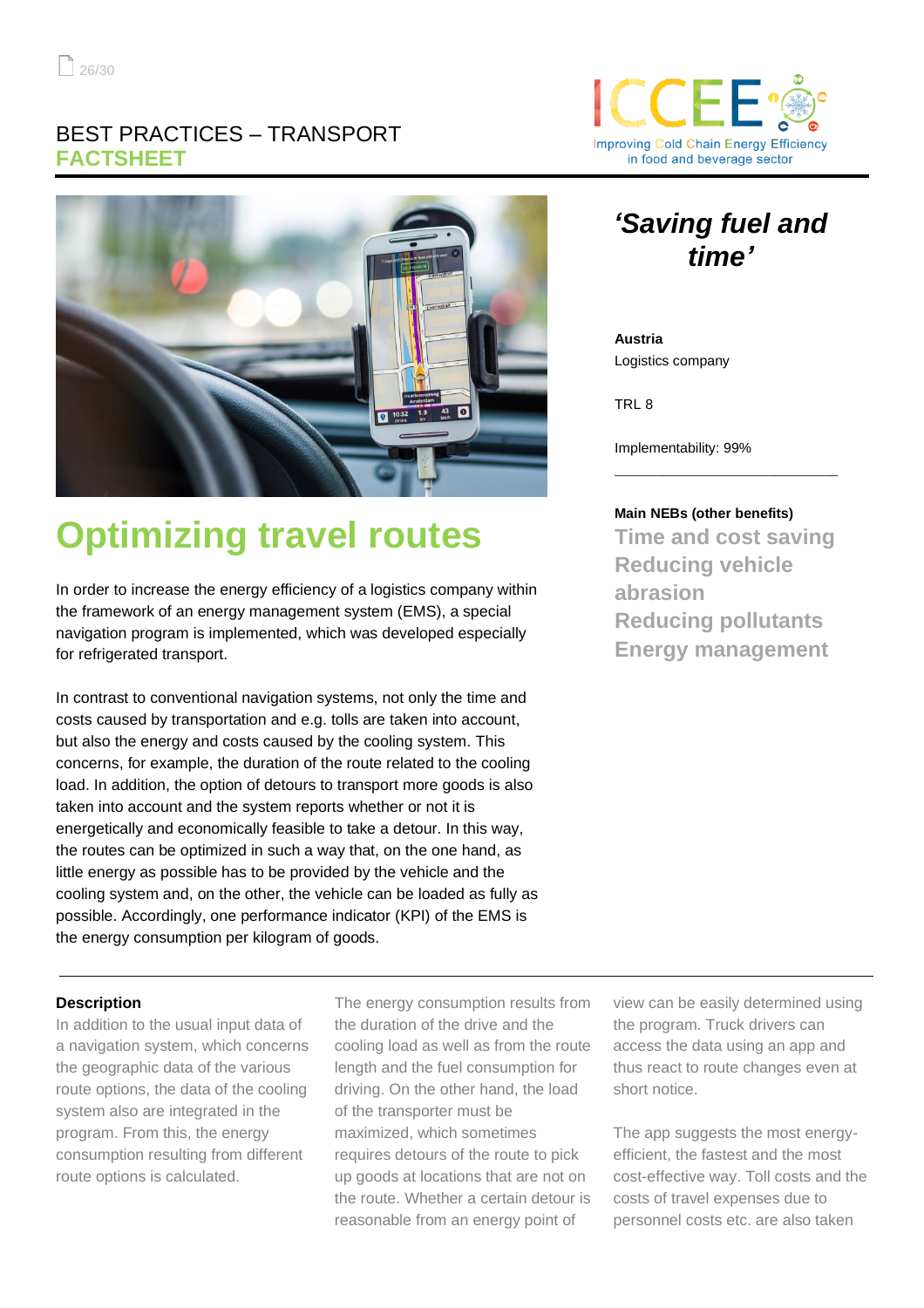# BEST PRACTICES – TRANSPORT
## FACTSHEET

# Optimizing travel routes

In order to increase the energy efficiency of a logistics company within the framework of an energy management system (EMS), a special navigation program is implemented, which was developed especially for refrigerated transport.

In contrast to conventional navigation systems, not only the time and costs caused by transportation and e.g. tolls are taken into account, but also the energy and costs caused by the cooling system. This concerns, for example, the duration of the route related to the cooling load. In addition, the option of detours to transport more goods is also taken into account and the system reports whether or not it is energetically and economically feasible to take a detour. In this way, the routes can be optimized in such a way that, on the one hand, as little energy as possible has to be provided by the vehicle and the cooling system and, on the other, the vehicle can be loaded as fully as possible. Accordingly, one performance indicator (KPI) of the EMS is the energy consumption per kilogram of goods.

## *'Saving fuel and time'*

**Austria**
Logistics company

TRL 8

Implementability: 99%

**Main NEBs (other benefits)**
- Time and cost saving
- Reducing vehicle abrasion
- Reducing pollutants
- Energy management

### Description

In addition to the usual input data of a navigation system, which concerns the geographic data of the various route options, the data of the cooling system also are integrated in the program. From this, the energy consumption resulting from different route options is calculated.

The energy consumption results from the duration of the drive and the cooling load as well as from the route length and the fuel consumption for driving. On the other hand, the load of the transporter must be maximized, which sometimes requires detours of the route to pick up goods at locations that are not on the route. Whether a certain detour is reasonable from an energy point of view can be easily determined using the program. Truck drivers can access the data using an app and thus react to route changes even at short notice.

The app suggests the most energy-efficient, the fastest and the most cost-effective way. Toll costs and the costs of travel expenses due to personnel costs etc. are also taken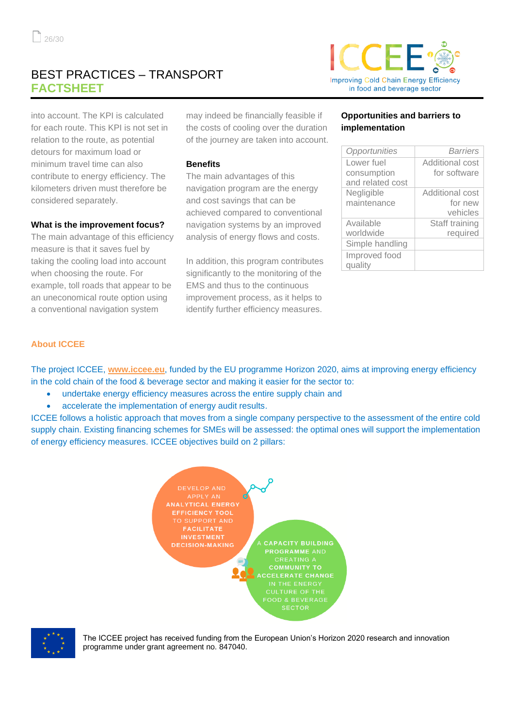# BEST PRACTICES – TRANSPORT
## FACTSHEET

into account. The KPI is calculated for each route. This KPI is not set in relation to the route, as potential detours for maximum load or minimum travel time can also contribute to energy efficiency. The kilometers driven must therefore be considered separately.

### What is the improvement focus?

The main advantage of this efficiency measure is that it saves fuel by taking the cooling load into account when choosing the route. For example, toll roads that appear to be an uneconomical route option using a conventional navigation system may indeed be financially feasible if the costs of cooling over the duration of the journey are taken into account.

### Benefits

The main advantages of this navigation program are the energy and cost savings that can be achieved compared to conventional navigation systems by an improved analysis of energy flows and costs.

In addition, this program contributes significantly to the monitoring of the EMS and thus to the continuous improvement process, as it helps to identify further efficiency measures.

### Opportunities and barriers to implementation

| *Opportunities* | *Barriers* |
|---|---|
| Lower fuel consumption and related cost | Additional cost for software |
| Negligible maintenance | Additional cost for new vehicles |
| Available worldwide | Staff training required |
| Simple handling | |
| Improved food quality | |

## About ICCEE

The project ICCEE, **www.iccee.eu**, funded by the EU programme Horizon 2020, aims at improving energy efficiency in the cold chain of the food & beverage sector and making it easier for the sector to:

- undertake energy efficiency measures across the entire supply chain and
- accelerate the implementation of energy audit results.

ICCEE follows a holistic approach that moves from a single company perspective to the assessment of the entire cold supply chain. Existing financing schemes for SMEs will be assessed: the optimal ones will support the implementation of energy efficiency measures. ICCEE objectives build on 2 pillars:

DEVELOP AND APPLY AN **ANALYTICAL ENERGY EFFICIENCY TOOL** TO SUPPORT AND **FACILITATE INVESTMENT DECISION-MAKING**

A **CAPACITY BUILDING PROGRAMME** AND CREATING A **COMMUNITY TO ACCELERATE CHANGE** IN THE ENERGY CULTURE OF THE FOOD & BEVERAGE SECTOR

The ICCEE project has received funding from the European Union's Horizon 2020 research and innovation programme under grant agreement no. 847040.